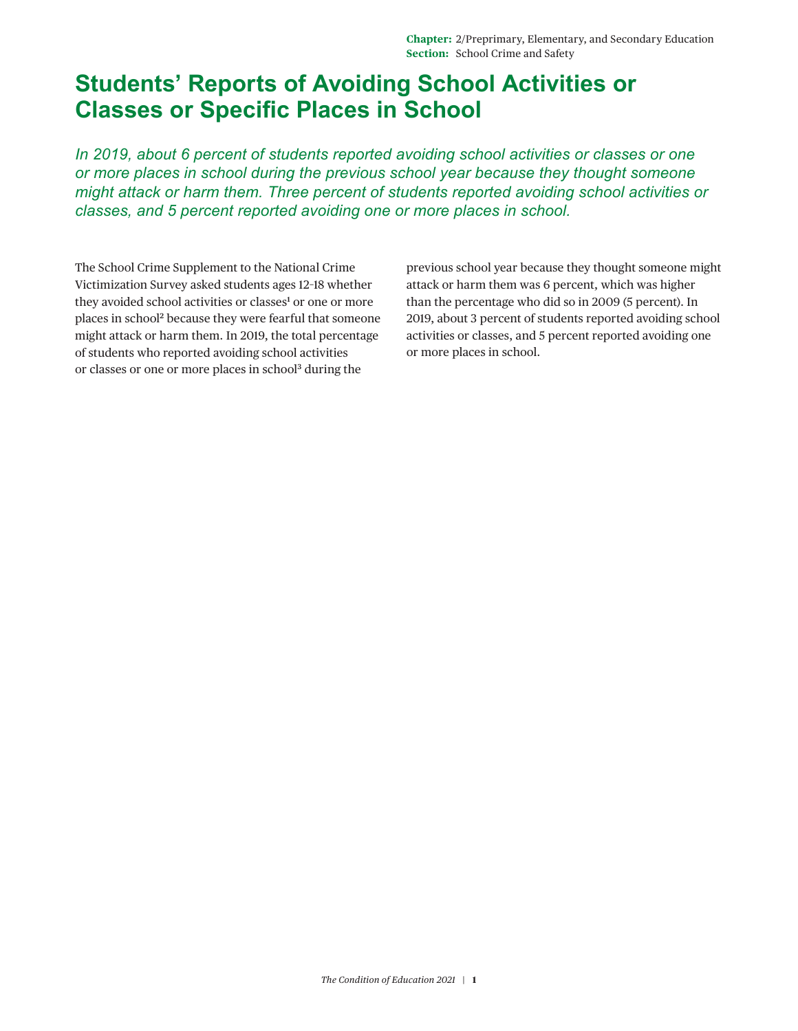**Chapter:** 2/Preprimary, Elementary, and Secondary Education
**Section:** School Crime and Safety

# Students' Reports of Avoiding School Activities or Classes or Specific Places in School

*In 2019, about 6 percent of students reported avoiding school activities or classes or one or more places in school during the previous school year because they thought someone might attack or harm them. Three percent of students reported avoiding school activities or classes, and 5 percent reported avoiding one or more places in school.*

The School Crime Supplement to the National Crime Victimization Survey asked students ages 12–18 whether they avoided school activities or classes[1] or one or more places in school[2] because they were fearful that someone might attack or harm them. In 2019, the total percentage of students who reported avoiding school activities or classes or one or more places in school[3] during the previous school year because they thought someone might attack or harm them was 6 percent, which was higher than the percentage who did so in 2009 (5 percent). In 2019, about 3 percent of students reported avoiding school activities or classes, and 5 percent reported avoiding one or more places in school.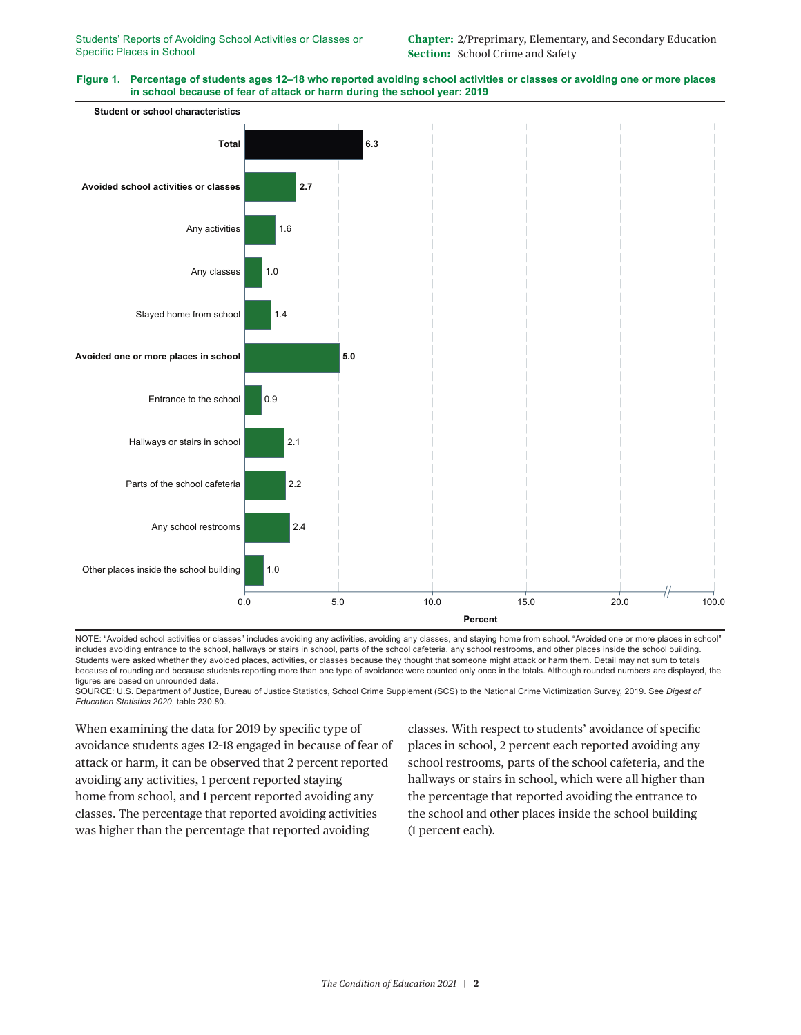**Figure 1. Percentage of students ages 12–18 who reported avoiding school activities or classes or avoiding one or more places in school because of fear of attack or harm during the school year: 2019**

| Student or school characteristics | Percent |
|---|---|
| **Total** | 6.3 |
| **Avoided school activities or classes** | 2.7 |
| Any activities | 1.6 |
| Any classes | 1.0 |
| Stayed home from school | 1.4 |
| **Avoided one or more places in school** | 5.0 |
| Entrance to the school | 0.9 |
| Hallways or stairs in school | 2.1 |
| Parts of the school cafeteria | 2.2 |
| Any school restrooms | 2.4 |
| Other places inside the school building | 1.0 |

NOTE: "Avoided school activities or classes" includes avoiding any activities, avoiding any classes, and staying home from school. "Avoided one or more places in school" includes avoiding entrance to the school, hallways or stairs in school, parts of the school cafeteria, any school restrooms, and other places inside the school building. Students were asked whether they avoided places, activities, or classes because they thought that someone might attack or harm them. Detail may not sum to totals because of rounding and because students reporting more than one type of avoidance were counted only once in the totals. Although rounded numbers are displayed, the figures are based on unrounded data.

SOURCE: U.S. Department of Justice, Bureau of Justice Statistics, School Crime Supplement (SCS) to the National Crime Victimization Survey, 2019. See *Digest of Education Statistics 2020*, table 230.80.

When examining the data for 2019 by specific type of avoidance students ages 12–18 engaged in because of fear of attack or harm, it can be observed that 2 percent reported avoiding any activities, 1 percent reported staying home from school, and 1 percent reported avoiding any classes. The percentage that reported avoiding activities was higher than the percentage that reported avoiding classes. With respect to students' avoidance of specific places in school, 2 percent each reported avoiding any school restrooms, parts of the school cafeteria, and the hallways or stairs in school, which were all higher than the percentage that reported avoiding the entrance to the school and other places inside the school building (1 percent each).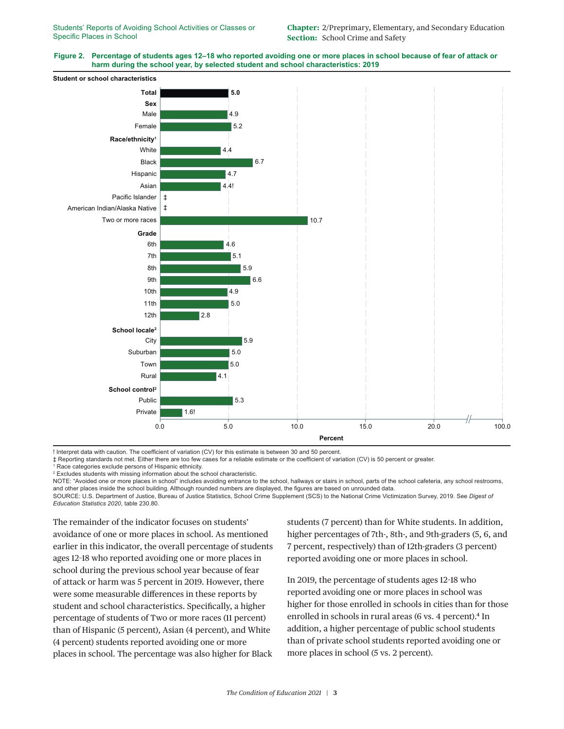**Figure 2. Percentage of students ages 12–18 who reported avoiding one or more places in school because of fear of attack or harm during the school year, by selected student and school characteristics: 2019**

| Student or school characteristics | Percent |
| --- | --- |
| **Total** | 5.0 |
| **Sex** | |
| Male | 4.9 |
| Female | 5.2 |
| **Race/ethnicity**[1] | |
| White | 4.4 |
| Black | 6.7 |
| Hispanic | 4.7 |
| Asian | 4.4! |
| Pacific Islander | ‡ |
| American Indian/Alaska Native | ‡ |
| Two or more races | 10.7 |
| **Grade** | |
| 6th | 4.6 |
| 7th | 5.1 |
| 8th | 5.9 |
| 9th | 6.6 |
| 10th | 4.9 |
| 11th | 5.0 |
| 12th | 2.8 |
| **School locale**[2] | |
| City | 5.9 |
| Suburban | 5.0 |
| Town | 5.0 |
| Rural | 4.1 |
| **School control**[2] | |
| Public | 5.3 |
| Private | 1.6! |

! Interpret data with caution. The coefficient of variation (CV) for this estimate is between 30 and 50 percent.
‡ Reporting standards not met. Either there are too few cases for a reliable estimate or the coefficient of variation (CV) is 50 percent or greater.
[1] Race categories exclude persons of Hispanic ethnicity.
[2] Excludes students with missing information about the school characteristic.
NOTE: "Avoided one or more places in school" includes avoiding entrance to the school, hallways or stairs in school, parts of the school cafeteria, any school restrooms, and other places inside the school building. Although rounded numbers are displayed, the figures are based on unrounded data.
SOURCE: U.S. Department of Justice, Bureau of Justice Statistics, School Crime Supplement (SCS) to the National Crime Victimization Survey, 2019. See *Digest of Education Statistics 2020*, table 230.80.

The remainder of the indicator focuses on students' avoidance of one or more places in school. As mentioned earlier in this indicator, the overall percentage of students ages 12–18 who reported avoiding one or more places in school during the previous school year because of fear of attack or harm was 5 percent in 2019. However, there were some measurable differences in these reports by student and school characteristics. Specifically, a higher percentage of students of Two or more races (11 percent) than of Hispanic (5 percent), Asian (4 percent), and White (4 percent) students reported avoiding one or more places in school. The percentage was also higher for Black students (7 percent) than for White students. In addition, higher percentages of 7th-, 8th-, and 9th-graders (5, 6, and 7 percent, respectively) than of 12th-graders (3 percent) reported avoiding one or more places in school.

In 2019, the percentage of students ages 12–18 who reported avoiding one or more places in school was higher for those enrolled in schools in cities than for those enrolled in schools in rural areas (6 vs. 4 percent).[4] In addition, a higher percentage of public school students than of private school students reported avoiding one or more places in school (5 vs. 2 percent).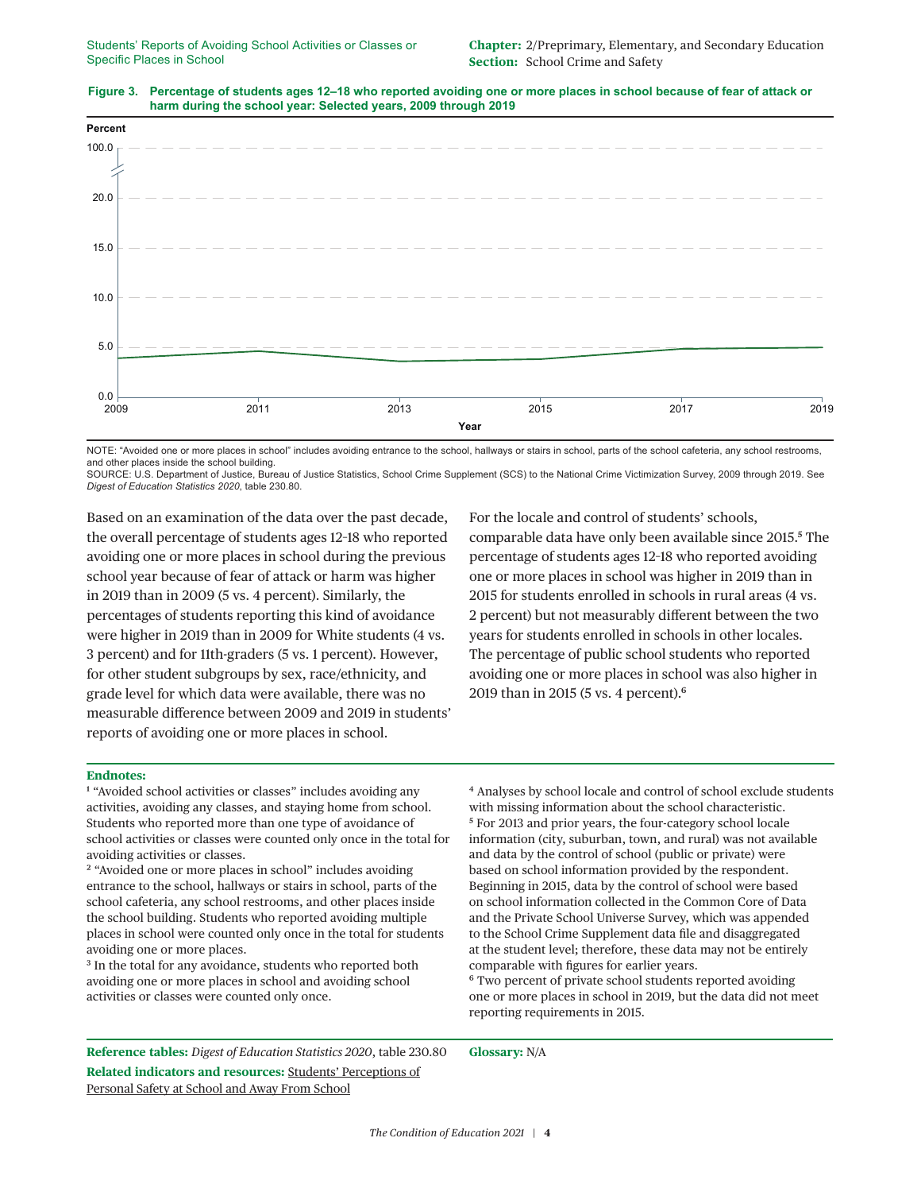**Figure 3. Percentage of students ages 12–18 who reported avoiding one or more places in school because of fear of attack or harm during the school year: Selected years, 2009 through 2019**

Percent

100.0

20.0

15.0

10.0

5.0

0.0

2009

2011

2013

2015

2017

2019

Year

NOTE: "Avoided one or more places in school" includes avoiding entrance to the school, hallways or stairs in school, parts of the school cafeteria, any school restrooms, and other places inside the school building.

SOURCE: U.S. Department of Justice, Bureau of Justice Statistics, School Crime Supplement (SCS) to the National Crime Victimization Survey, 2009 through 2019. See *Digest of Education Statistics 2020*, table 230.80.

Based on an examination of the data over the past decade, the overall percentage of students ages 12–18 who reported avoiding one or more places in school during the previous school year because of fear of attack or harm was higher in 2019 than in 2009 (5 vs. 4 percent). Similarly, the percentages of students reporting this kind of avoidance were higher in 2019 than in 2009 for White students (4 vs. 3 percent) and for 11th-graders (5 vs. 1 percent). However, for other student subgroups by sex, race/ethnicity, and grade level for which data were available, there was no measurable difference between 2009 and 2019 in students' reports of avoiding one or more places in school.

For the locale and control of students' schools, comparable data have only been available since 2015.[5] The percentage of students ages 12–18 who reported avoiding one or more places in school was higher in 2019 than in 2015 for students enrolled in schools in rural areas (4 vs. 2 percent) but not measurably different between the two years for students enrolled in schools in other locales. The percentage of public school students who reported avoiding one or more places in school was also higher in 2019 than in 2015 (5 vs. 4 percent).[6]

**Endnotes:**

[1] "Avoided school activities or classes" includes avoiding any activities, avoiding any classes, and staying home from school. Students who reported more than one type of avoidance of school activities or classes were counted only once in the total for avoiding activities or classes.

[2] "Avoided one or more places in school" includes avoiding entrance to the school, hallways or stairs in school, parts of the school cafeteria, any school restrooms, and other places inside the school building. Students who reported avoiding multiple places in school were counted only once in the total for students avoiding one or more places.

[3] In the total for any avoidance, students who reported both avoiding one or more places in school and avoiding school activities or classes were counted only once.

[4] Analyses by school locale and control of school exclude students with missing information about the school characteristic.

[5] For 2013 and prior years, the four-category school locale information (city, suburban, town, and rural) was not available and data by the control of school (public or private) were based on school information provided by the respondent. Beginning in 2015, data by the control of school were based on school information collected in the Common Core of Data and the Private School Universe Survey, which was appended to the School Crime Supplement data file and disaggregated at the student level; therefore, these data may not be entirely comparable with figures for earlier years.

[6] Two percent of private school students reported avoiding one or more places in school in 2019, but the data did not meet reporting requirements in 2015.

**Reference tables:** *Digest of Education Statistics 2020*, table 230.80

**Related indicators and resources:** Students' Perceptions of Personal Safety at School and Away From School

**Glossary:** N/A